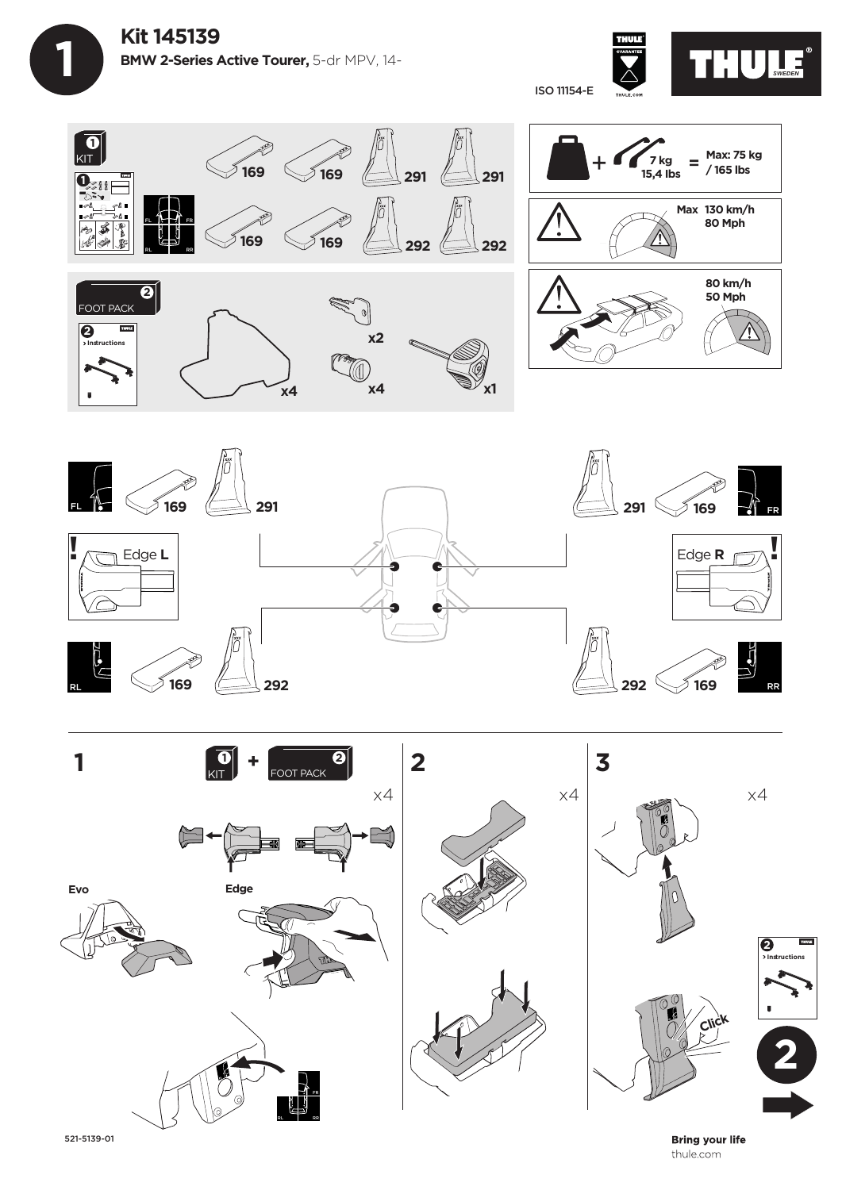# Kit 145139

**BMW 2-Series Active Tourer,** 5-dr MPV, 14-

ISO 11154-E

THULE GUARANTEE

THULE SWEDEN

**1 KIT**

169 169 291 291

169 169 292 292

FL FR RL RR

**2 FOOT PACK**

> Instructions

x4 x2 x4 x1

+ 7 kg 15,4 lbs = Max: 75 kg / 165 lbs

Max 130 km/h 80 Mph

80 km/h 50 Mph

FL 169 291

FR 291 169

Edge **L**

Edge **R**

RL 169 292

RR 292 169

**1** 1 KIT + 2 FOOT PACK x4

Evo

Edge

FR RL RR

**2** x4

**3** x4

Click

> Instructions

2

521-5139-01

**Bring your life**
thule.com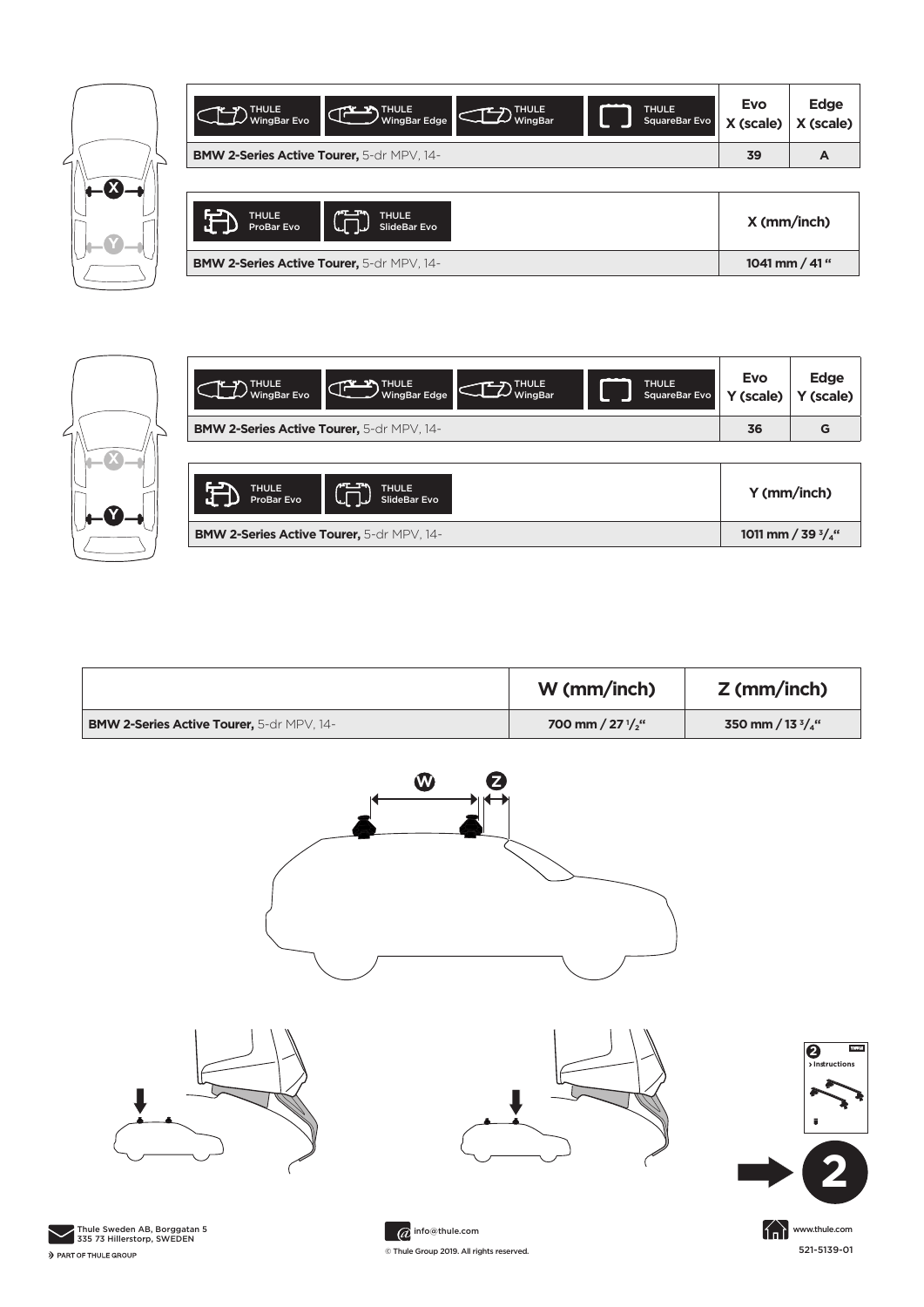| THULE WingBar Evo | THULE WingBar Edge | THULE WingBar | THULE SquareBar Evo | Evo X (scale) | Edge X (scale) |
|---|---|---|---|---|---|
| **BMW 2-Series Active Tourer,** 5-dr MPV, 14- | | | | 39 | A |

| THULE ProBar Evo | THULE SlideBar Evo | X (mm/inch) |
|---|---|---|
| **BMW 2-Series Active Tourer,** 5-dr MPV, 14- | | 1041 mm / 41 " |

| THULE WingBar Evo | THULE WingBar Edge | THULE WingBar | THULE SquareBar Evo | Evo Y (scale) | Edge Y (scale) |
|---|---|---|---|---|---|
| **BMW 2-Series Active Tourer,** 5-dr MPV, 14- | | | | 36 | G |

| THULE ProBar Evo | THULE SlideBar Evo | Y (mm/inch) |
|---|---|---|
| **BMW 2-Series Active Tourer,** 5-dr MPV, 14- | | 1011 mm / 39 3/4" |

| | W (mm/inch) | Z (mm/inch) |
|---|---|---|
| **BMW 2-Series Active Tourer,** 5-dr MPV, 14- | 700 mm / 27 1/2" | 350 mm / 13 3/4" |

W

Z

2 > Instructions

2

Thule Sweden AB, Borggatan 5
335 73 Hillerstorp, SWEDEN

PART OF THULE GROUP

info@thule.com

© Thule Group 2019. All rights reserved.

www.thule.com

521-5139-01